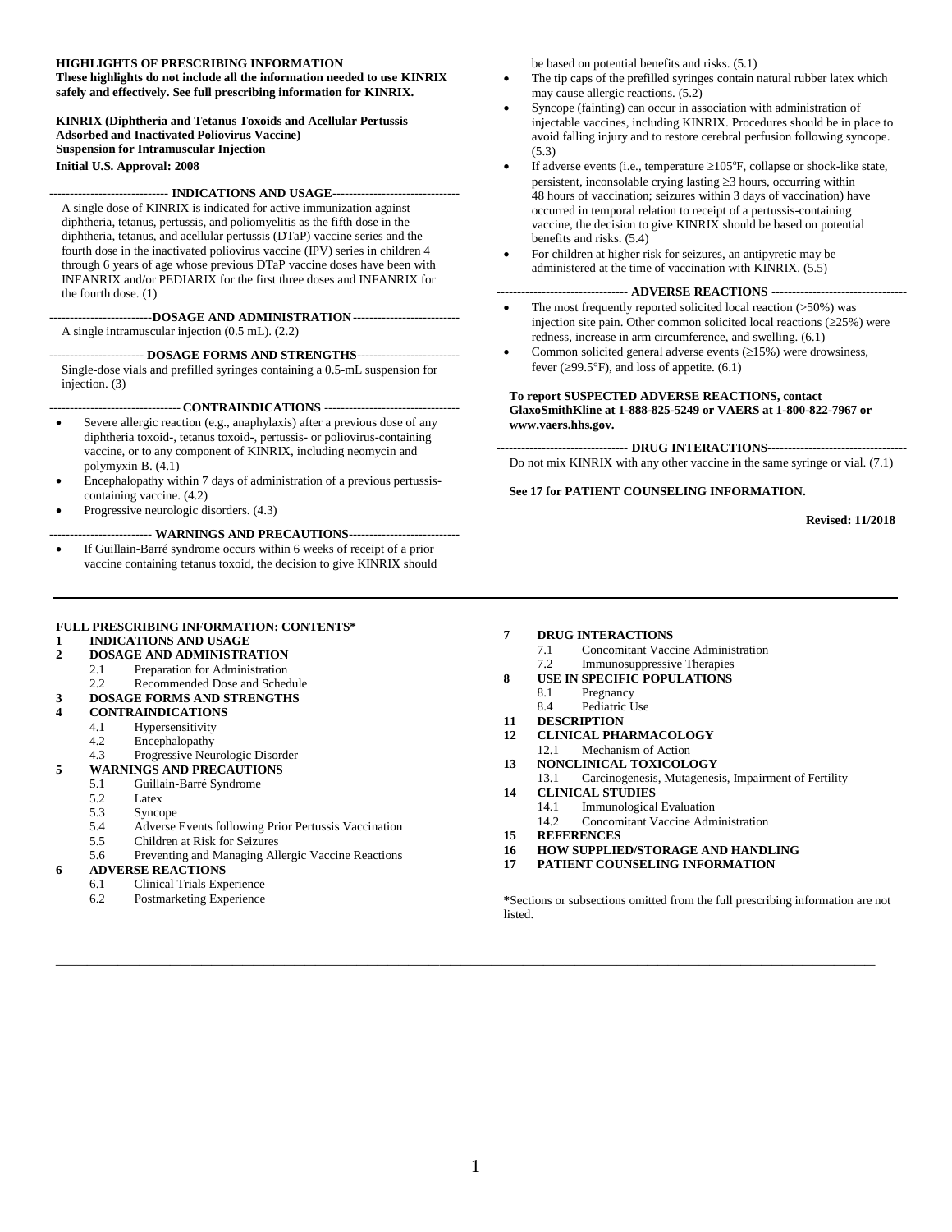**HIGHLIGHTS OF PRESCRIBING INFORMATION**
**These highlights do not include all the information needed to use KINRIX safely and effectively. See full prescribing information for KINRIX.**

**KINRIX (Diphtheria and Tetanus Toxoids and Acellular Pertussis Adsorbed and Inactivated Poliovirus Vaccine)**
**Suspension for Intramuscular Injection**
**Initial U.S. Approval: 2008**

## INDICATIONS AND USAGE

A single dose of KINRIX is indicated for active immunization against diphtheria, tetanus, pertussis, and poliomyelitis as the fifth dose in the diphtheria, tetanus, and acellular pertussis (DTaP) vaccine series and the fourth dose in the inactivated poliovirus vaccine (IPV) series in children 4 through 6 years of age whose previous DTaP vaccine doses have been with INFANRIX and/or PEDIARIX for the first three doses and INFANRIX for the fourth dose. (1)

## DOSAGE AND ADMINISTRATION

A single intramuscular injection (0.5 mL). (2.2)

## DOSAGE FORMS AND STRENGTHS

Single-dose vials and prefilled syringes containing a 0.5-mL suspension for injection. (3)

## CONTRAINDICATIONS

- Severe allergic reaction (e.g., anaphylaxis) after a previous dose of any diphtheria toxoid-, tetanus toxoid-, pertussis- or poliovirus-containing vaccine, or to any component of KINRIX, including neomycin and polymyxin B. (4.1)
- Encephalopathy within 7 days of administration of a previous pertussis-containing vaccine. (4.2)
- Progressive neurologic disorders. (4.3)

## WARNINGS AND PRECAUTIONS

- If Guillain-Barré syndrome occurs within 6 weeks of receipt of a prior vaccine containing tetanus toxoid, the decision to give KINRIX should be based on potential benefits and risks. (5.1)
- The tip caps of the prefilled syringes contain natural rubber latex which may cause allergic reactions. (5.2)
- Syncope (fainting) can occur in association with administration of injectable vaccines, including KINRIX. Procedures should be in place to avoid falling injury and to restore cerebral perfusion following syncope. (5.3)
- If adverse events (i.e., temperature ≥105ºF, collapse or shock-like state, persistent, inconsolable crying lasting ≥3 hours, occurring within 48 hours of vaccination; seizures within 3 days of vaccination) have occurred in temporal relation to receipt of a pertussis-containing vaccine, the decision to give KINRIX should be based on potential benefits and risks. (5.4)
- For children at higher risk for seizures, an antipyretic may be administered at the time of vaccination with KINRIX. (5.5)

## ADVERSE REACTIONS

- The most frequently reported solicited local reaction (>50%) was injection site pain. Other common solicited local reactions (≥25%) were redness, increase in arm circumference, and swelling. (6.1)
- Common solicited general adverse events (≥15%) were drowsiness, fever (≥99.5°F), and loss of appetite. (6.1)

**To report SUSPECTED ADVERSE REACTIONS, contact GlaxoSmithKline at 1-888-825-5249 or VAERS at 1-800-822-7967 or www.vaers.hhs.gov.**

## DRUG INTERACTIONS

Do not mix KINRIX with any other vaccine in the same syringe or vial. (7.1)

**See 17 for PATIENT COUNSELING INFORMATION.**

**Revised: 11/2018**

---

**FULL PRESCRIBING INFORMATION: CONTENTS***

**1 INDICATIONS AND USAGE**
**2 DOSAGE AND ADMINISTRATION**
- 2.1 Preparation for Administration
- 2.2 Recommended Dose and Schedule

**3 DOSAGE FORMS AND STRENGTHS**
**4 CONTRAINDICATIONS**
- 4.1 Hypersensitivity
- 4.2 Encephalopathy
- 4.3 Progressive Neurologic Disorder

**5 WARNINGS AND PRECAUTIONS**
- 5.1 Guillain-Barré Syndrome
- 5.2 Latex
- 5.3 Syncope
- 5.4 Adverse Events following Prior Pertussis Vaccination
- 5.5 Children at Risk for Seizures
- 5.6 Preventing and Managing Allergic Vaccine Reactions

**6 ADVERSE REACTIONS**
- 6.1 Clinical Trials Experience
- 6.2 Postmarketing Experience

**7 DRUG INTERACTIONS**
- 7.1 Concomitant Vaccine Administration
- 7.2 Immunosuppressive Therapies

**8 USE IN SPECIFIC POPULATIONS**
- 8.1 Pregnancy
- 8.4 Pediatric Use

**11 DESCRIPTION**
**12 CLINICAL PHARMACOLOGY**
- 12.1 Mechanism of Action

**13 NONCLINICAL TOXICOLOGY**
- 13.1 Carcinogenesis, Mutagenesis, Impairment of Fertility

**14 CLINICAL STUDIES**
- 14.1 Immunological Evaluation
- 14.2 Concomitant Vaccine Administration

**15 REFERENCES**
**16 HOW SUPPLIED/STORAGE AND HANDLING**
**17 PATIENT COUNSELING INFORMATION**

*Sections or subsections omitted from the full prescribing information are not listed.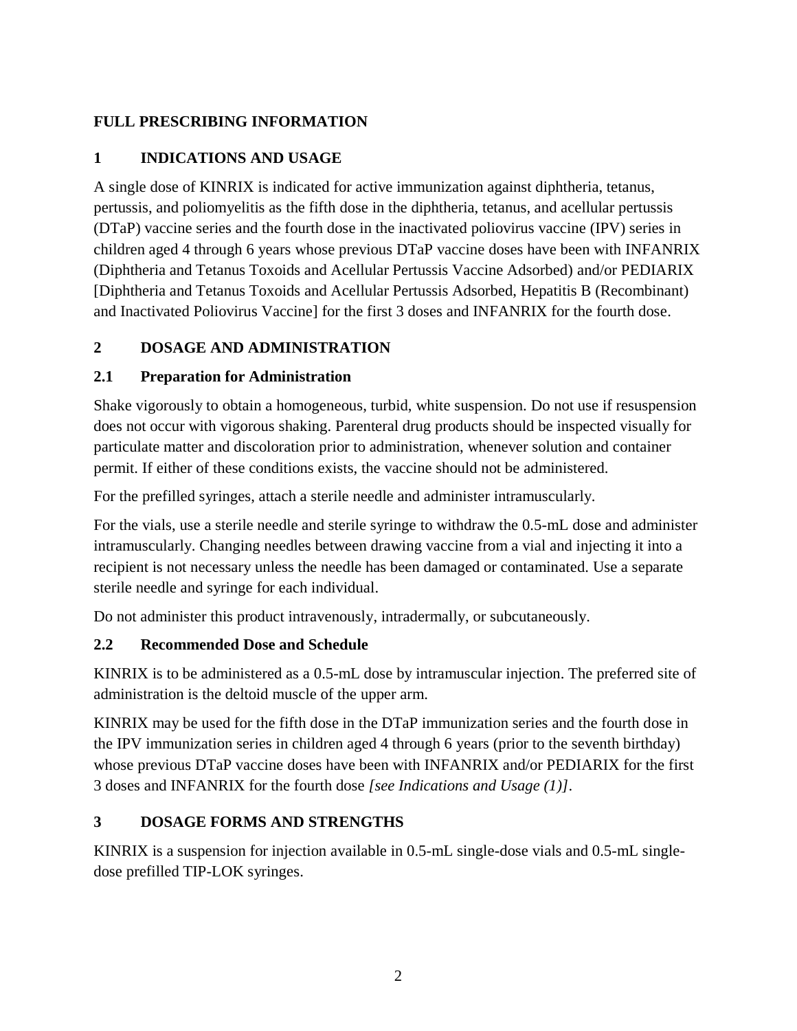# FULL PRESCRIBING INFORMATION

## 1 INDICATIONS AND USAGE

A single dose of KINRIX is indicated for active immunization against diphtheria, tetanus, pertussis, and poliomyelitis as the fifth dose in the diphtheria, tetanus, and acellular pertussis (DTaP) vaccine series and the fourth dose in the inactivated poliovirus vaccine (IPV) series in children aged 4 through 6 years whose previous DTaP vaccine doses have been with INFANRIX (Diphtheria and Tetanus Toxoids and Acellular Pertussis Vaccine Adsorbed) and/or PEDIARIX [Diphtheria and Tetanus Toxoids and Acellular Pertussis Adsorbed, Hepatitis B (Recombinant) and Inactivated Poliovirus Vaccine] for the first 3 doses and INFANRIX for the fourth dose.

## 2 DOSAGE AND ADMINISTRATION

### 2.1 Preparation for Administration

Shake vigorously to obtain a homogeneous, turbid, white suspension. Do not use if resuspension does not occur with vigorous shaking. Parenteral drug products should be inspected visually for particulate matter and discoloration prior to administration, whenever solution and container permit. If either of these conditions exists, the vaccine should not be administered.

For the prefilled syringes, attach a sterile needle and administer intramuscularly.

For the vials, use a sterile needle and sterile syringe to withdraw the 0.5-mL dose and administer intramuscularly. Changing needles between drawing vaccine from a vial and injecting it into a recipient is not necessary unless the needle has been damaged or contaminated. Use a separate sterile needle and syringe for each individual.

Do not administer this product intravenously, intradermally, or subcutaneously.

### 2.2 Recommended Dose and Schedule

KINRIX is to be administered as a 0.5-mL dose by intramuscular injection. The preferred site of administration is the deltoid muscle of the upper arm.

KINRIX may be used for the fifth dose in the DTaP immunization series and the fourth dose in the IPV immunization series in children aged 4 through 6 years (prior to the seventh birthday) whose previous DTaP vaccine doses have been with INFANRIX and/or PEDIARIX for the first 3 doses and INFANRIX for the fourth dose *[see Indications and Usage (1)]*.

## 3 DOSAGE FORMS AND STRENGTHS

KINRIX is a suspension for injection available in 0.5-mL single-dose vials and 0.5-mL single-dose prefilled TIP-LOK syringes.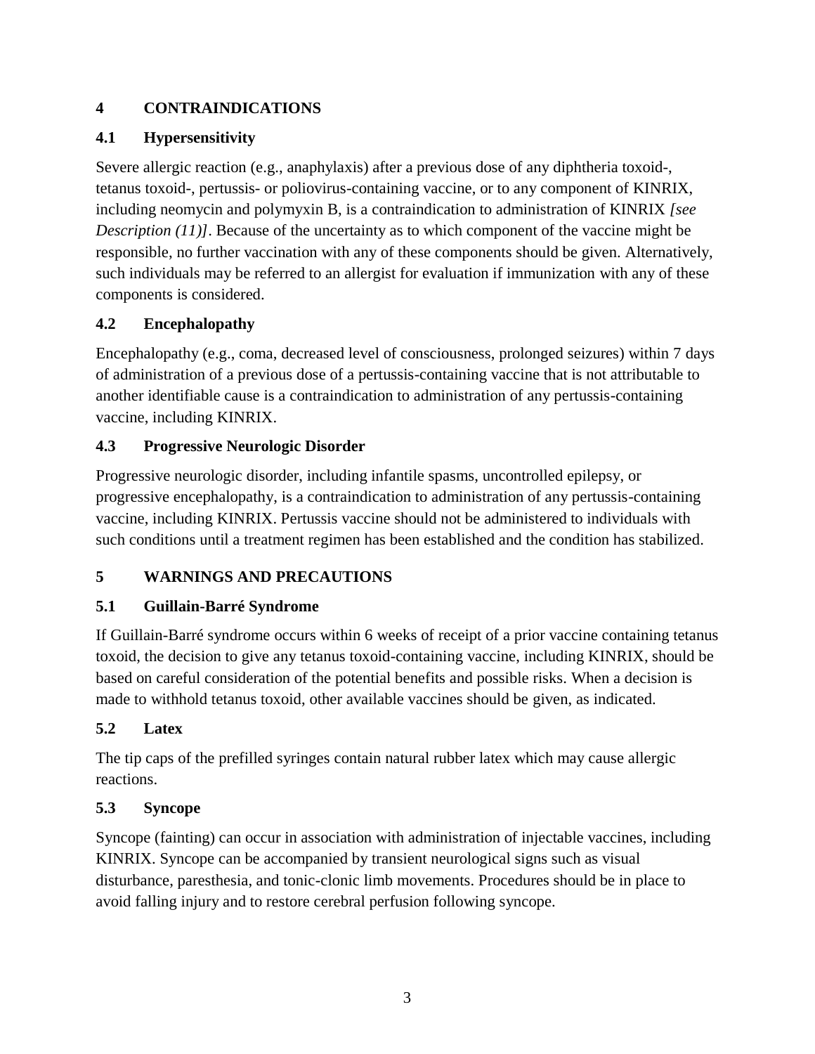## 4 CONTRAINDICATIONS

### 4.1 Hypersensitivity

Severe allergic reaction (e.g., anaphylaxis) after a previous dose of any diphtheria toxoid-, tetanus toxoid-, pertussis- or poliovirus-containing vaccine, or to any component of KINRIX, including neomycin and polymyxin B, is a contraindication to administration of KINRIX *[see Description (11)]*. Because of the uncertainty as to which component of the vaccine might be responsible, no further vaccination with any of these components should be given. Alternatively, such individuals may be referred to an allergist for evaluation if immunization with any of these components is considered.

### 4.2 Encephalopathy

Encephalopathy (e.g., coma, decreased level of consciousness, prolonged seizures) within 7 days of administration of a previous dose of a pertussis-containing vaccine that is not attributable to another identifiable cause is a contraindication to administration of any pertussis-containing vaccine, including KINRIX.

### 4.3 Progressive Neurologic Disorder

Progressive neurologic disorder, including infantile spasms, uncontrolled epilepsy, or progressive encephalopathy, is a contraindication to administration of any pertussis-containing vaccine, including KINRIX. Pertussis vaccine should not be administered to individuals with such conditions until a treatment regimen has been established and the condition has stabilized.

## 5 WARNINGS AND PRECAUTIONS

### 5.1 Guillain-Barré Syndrome

If Guillain-Barré syndrome occurs within 6 weeks of receipt of a prior vaccine containing tetanus toxoid, the decision to give any tetanus toxoid-containing vaccine, including KINRIX, should be based on careful consideration of the potential benefits and possible risks. When a decision is made to withhold tetanus toxoid, other available vaccines should be given, as indicated.

### 5.2 Latex

The tip caps of the prefilled syringes contain natural rubber latex which may cause allergic reactions.

### 5.3 Syncope

Syncope (fainting) can occur in association with administration of injectable vaccines, including KINRIX. Syncope can be accompanied by transient neurological signs such as visual disturbance, paresthesia, and tonic-clonic limb movements. Procedures should be in place to avoid falling injury and to restore cerebral perfusion following syncope.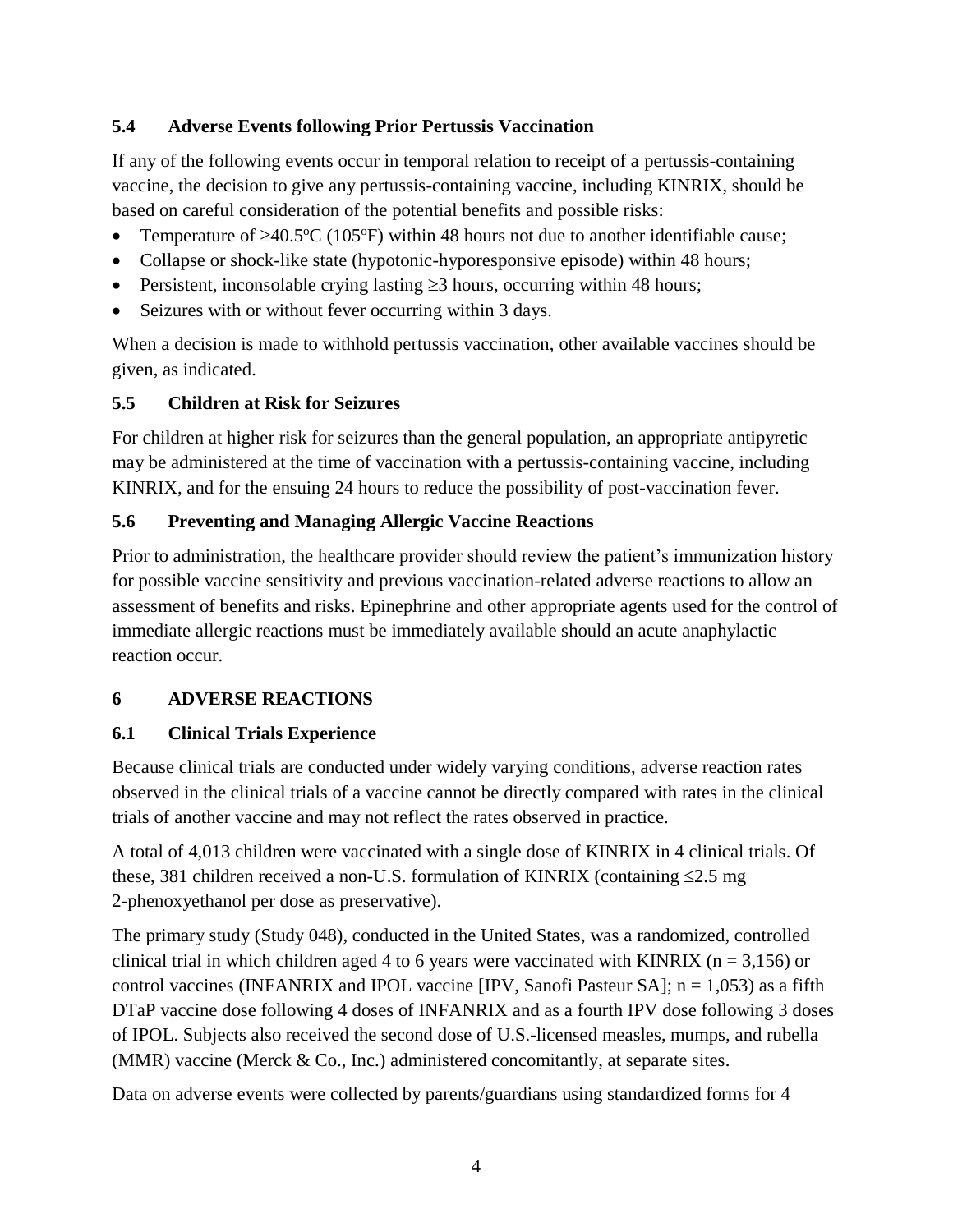### 5.4 Adverse Events following Prior Pertussis Vaccination

If any of the following events occur in temporal relation to receipt of a pertussis-containing vaccine, the decision to give any pertussis-containing vaccine, including KINRIX, should be based on careful consideration of the potential benefits and possible risks:

- Temperature of ≥40.5ºC (105ºF) within 48 hours not due to another identifiable cause;
- Collapse or shock-like state (hypotonic-hyporesponsive episode) within 48 hours;
- Persistent, inconsolable crying lasting ≥3 hours, occurring within 48 hours;
- Seizures with or without fever occurring within 3 days.

When a decision is made to withhold pertussis vaccination, other available vaccines should be given, as indicated.

### 5.5 Children at Risk for Seizures

For children at higher risk for seizures than the general population, an appropriate antipyretic may be administered at the time of vaccination with a pertussis-containing vaccine, including KINRIX, and for the ensuing 24 hours to reduce the possibility of post-vaccination fever.

### 5.6 Preventing and Managing Allergic Vaccine Reactions

Prior to administration, the healthcare provider should review the patient's immunization history for possible vaccine sensitivity and previous vaccination-related adverse reactions to allow an assessment of benefits and risks. Epinephrine and other appropriate agents used for the control of immediate allergic reactions must be immediately available should an acute anaphylactic reaction occur.

## 6 ADVERSE REACTIONS

### 6.1 Clinical Trials Experience

Because clinical trials are conducted under widely varying conditions, adverse reaction rates observed in the clinical trials of a vaccine cannot be directly compared with rates in the clinical trials of another vaccine and may not reflect the rates observed in practice.

A total of 4,013 children were vaccinated with a single dose of KINRIX in 4 clinical trials. Of these, 381 children received a non-U.S. formulation of KINRIX (containing ≤2.5 mg 2-phenoxyethanol per dose as preservative).

The primary study (Study 048), conducted in the United States, was a randomized, controlled clinical trial in which children aged 4 to 6 years were vaccinated with KINRIX (n = 3,156) or control vaccines (INFANRIX and IPOL vaccine [IPV, Sanofi Pasteur SA]; n = 1,053) as a fifth DTaP vaccine dose following 4 doses of INFANRIX and as a fourth IPV dose following 3 doses of IPOL. Subjects also received the second dose of U.S.-licensed measles, mumps, and rubella (MMR) vaccine (Merck & Co., Inc.) administered concomitantly, at separate sites.

Data on adverse events were collected by parents/guardians using standardized forms for 4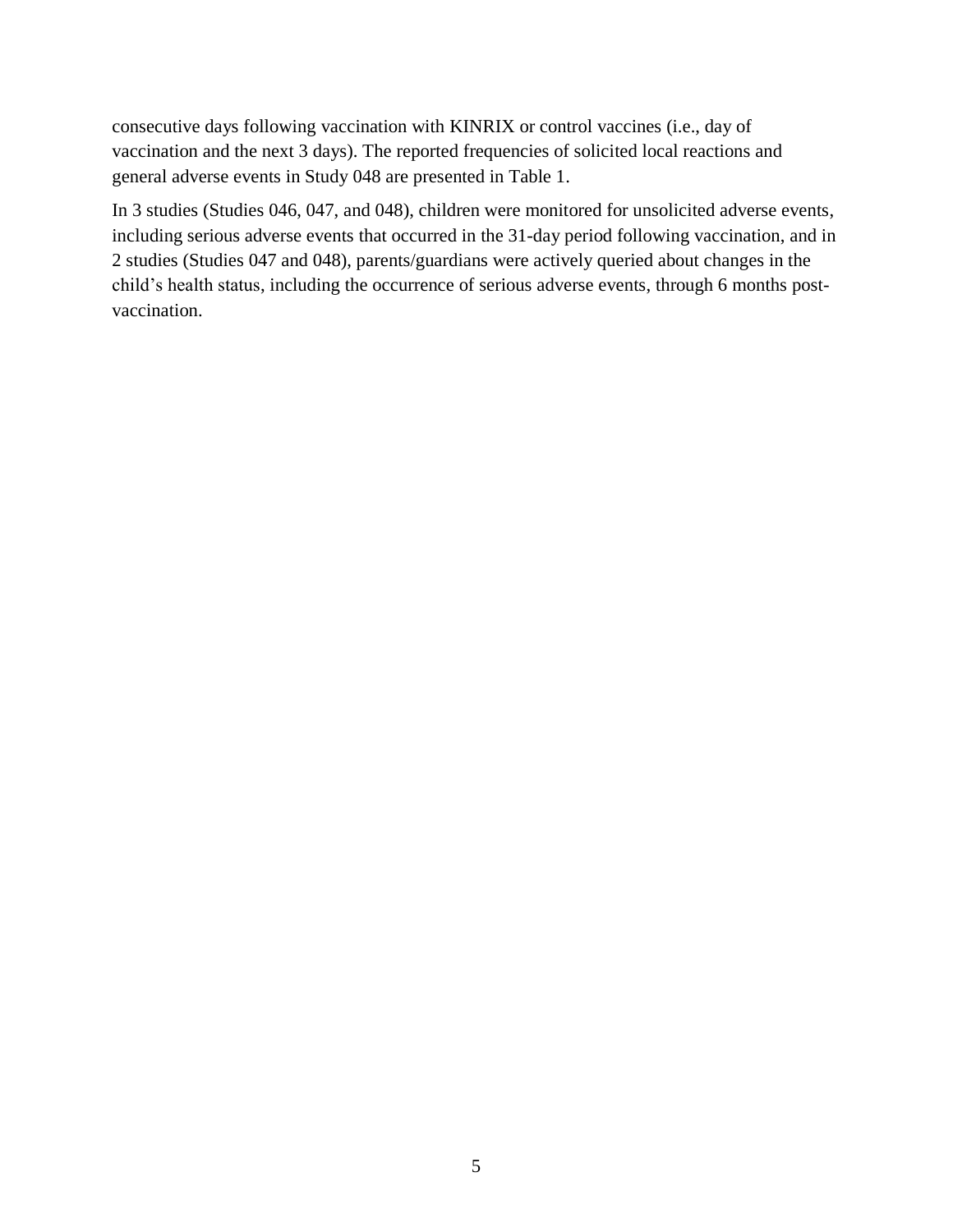consecutive days following vaccination with KINRIX or control vaccines (i.e., day of vaccination and the next 3 days). The reported frequencies of solicited local reactions and general adverse events in Study 048 are presented in Table 1.

In 3 studies (Studies 046, 047, and 048), children were monitored for unsolicited adverse events, including serious adverse events that occurred in the 31-day period following vaccination, and in 2 studies (Studies 047 and 048), parents/guardians were actively queried about changes in the child's health status, including the occurrence of serious adverse events, through 6 months post-vaccination.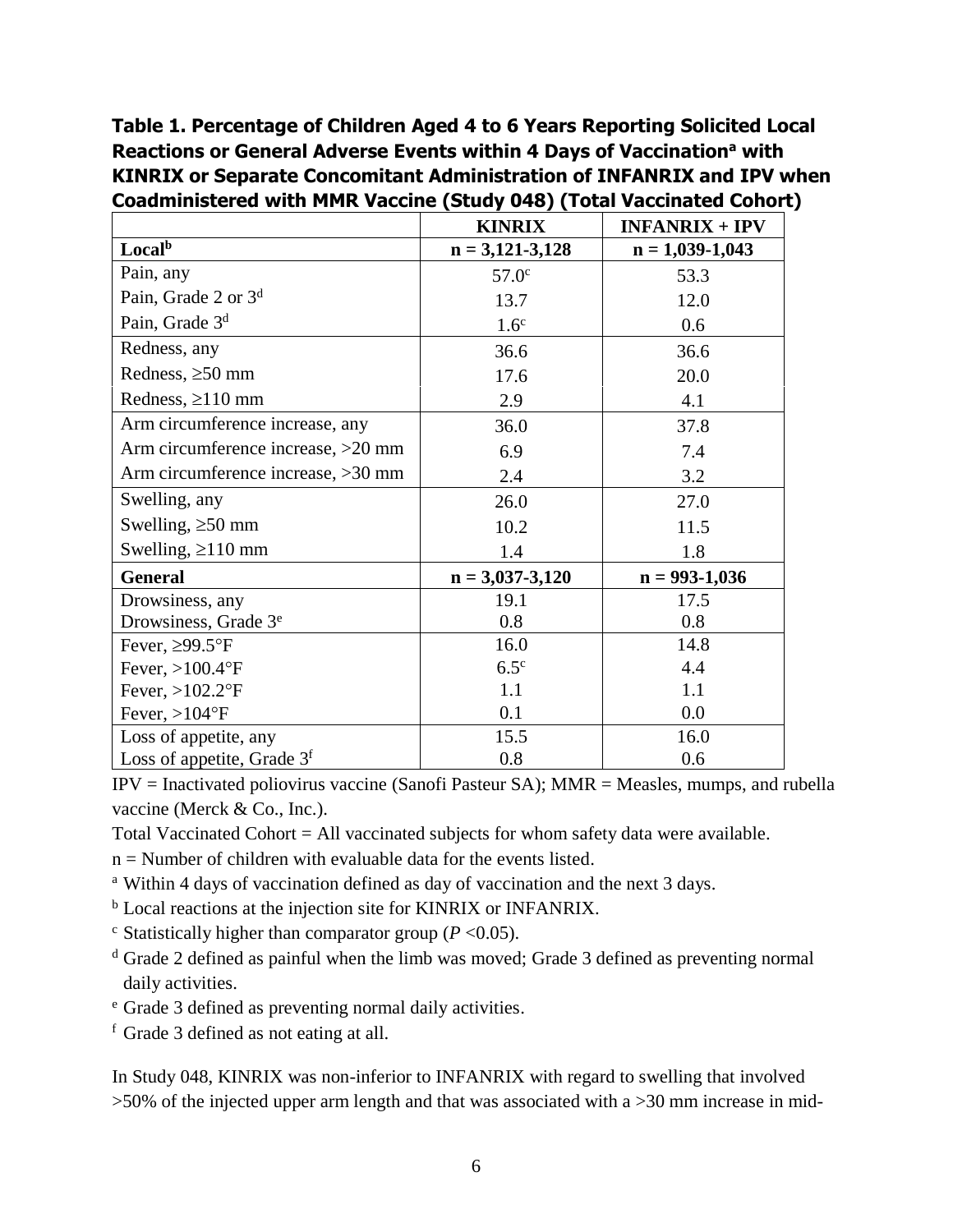**Table 1. Percentage of Children Aged 4 to 6 Years Reporting Solicited Local Reactions or General Adverse Events within 4 Days of Vaccination[a] with KINRIX or Separate Concomitant Administration of INFANRIX and IPV when Coadministered with MMR Vaccine (Study 048) (Total Vaccinated Cohort)**

| | KINRIX | INFANRIX + IPV |
|---|---|---|
| **Local[b]** | **n = 3,121-3,128** | **n = 1,039-1,043** |
| Pain, any | 57.0[c] | 53.3 |
| Pain, Grade 2 or 3[d] | 13.7 | 12.0 |
| Pain, Grade 3[d] | 1.6[c] | 0.6 |
| Redness, any | 36.6 | 36.6 |
| Redness, ≥50 mm | 17.6 | 20.0 |
| Redness, ≥110 mm | 2.9 | 4.1 |
| Arm circumference increase, any | 36.0 | 37.8 |
| Arm circumference increase, >20 mm | 6.9 | 7.4 |
| Arm circumference increase, >30 mm | 2.4 | 3.2 |
| Swelling, any | 26.0 | 27.0 |
| Swelling, ≥50 mm | 10.2 | 11.5 |
| Swelling, ≥110 mm | 1.4 | 1.8 |
| **General** | **n = 3,037-3,120** | **n = 993-1,036** |
| Drowsiness, any | 19.1 | 17.5 |
| Drowsiness, Grade 3[e] | 0.8 | 0.8 |
| Fever, ≥99.5°F | 16.0 | 14.8 |
| Fever, >100.4°F | 6.5[c] | 4.4 |
| Fever, >102.2°F | 1.1 | 1.1 |
| Fever, >104°F | 0.1 | 0.0 |
| Loss of appetite, any | 15.5 | 16.0 |
| Loss of appetite, Grade 3[f] | 0.8 | 0.6 |

IPV = Inactivated poliovirus vaccine (Sanofi Pasteur SA); MMR = Measles, mumps, and rubella vaccine (Merck & Co., Inc.).

Total Vaccinated Cohort = All vaccinated subjects for whom safety data were available.

n = Number of children with evaluable data for the events listed.

[a] Within 4 days of vaccination defined as day of vaccination and the next 3 days.

[b] Local reactions at the injection site for KINRIX or INFANRIX.

[c] Statistically higher than comparator group ($P < 0.05$).

[d] Grade 2 defined as painful when the limb was moved; Grade 3 defined as preventing normal daily activities.

[e] Grade 3 defined as preventing normal daily activities.

[f] Grade 3 defined as not eating at all.

In Study 048, KINRIX was non-inferior to INFANRIX with regard to swelling that involved >50% of the injected upper arm length and that was associated with a >30 mm increase in mid-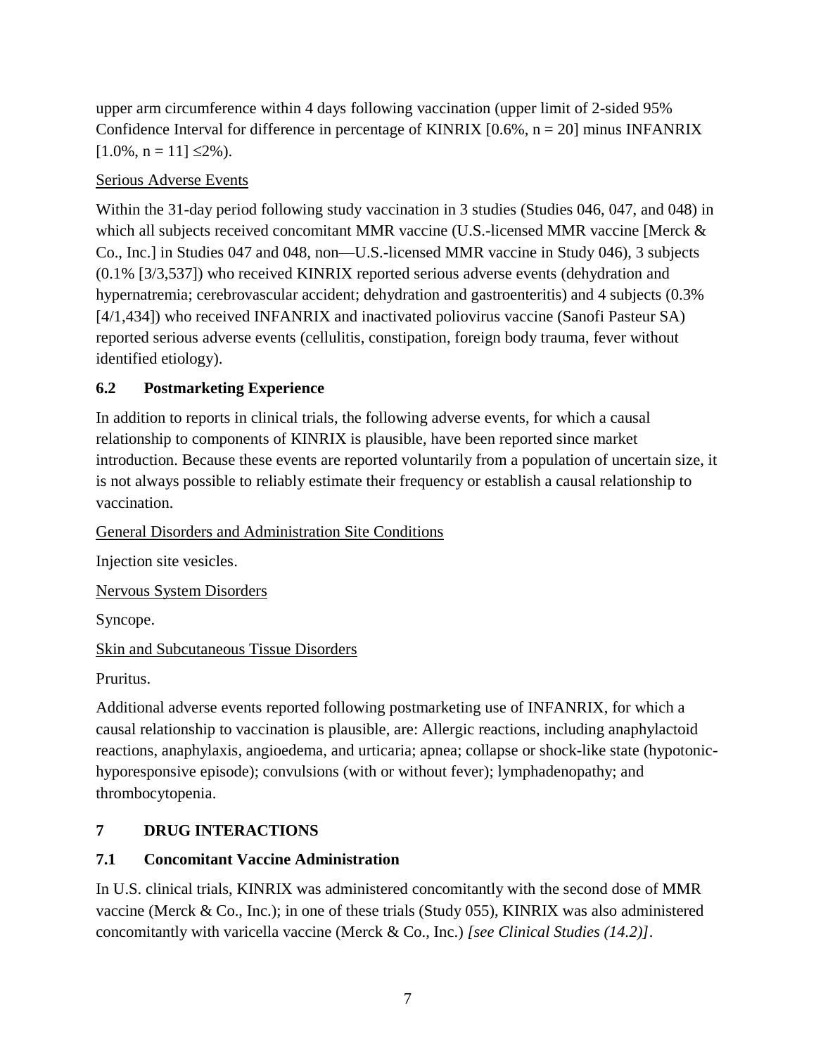upper arm circumference within 4 days following vaccination (upper limit of 2-sided 95% Confidence Interval for difference in percentage of KINRIX [0.6%, n = 20] minus INFANRIX [1.0%, n = 11] ≤2%).

Serious Adverse Events

Within the 31-day period following study vaccination in 3 studies (Studies 046, 047, and 048) in which all subjects received concomitant MMR vaccine (U.S.-licensed MMR vaccine [Merck & Co., Inc.] in Studies 047 and 048, non—U.S.-licensed MMR vaccine in Study 046), 3 subjects (0.1% [3/3,537]) who received KINRIX reported serious adverse events (dehydration and hypernatremia; cerebrovascular accident; dehydration and gastroenteritis) and 4 subjects (0.3% [4/1,434]) who received INFANRIX and inactivated poliovirus vaccine (Sanofi Pasteur SA) reported serious adverse events (cellulitis, constipation, foreign body trauma, fever without identified etiology).

### 6.2 Postmarketing Experience

In addition to reports in clinical trials, the following adverse events, for which a causal relationship to components of KINRIX is plausible, have been reported since market introduction. Because these events are reported voluntarily from a population of uncertain size, it is not always possible to reliably estimate their frequency or establish a causal relationship to vaccination.

General Disorders and Administration Site Conditions

Injection site vesicles.

Nervous System Disorders

Syncope.

Skin and Subcutaneous Tissue Disorders

Pruritus.

Additional adverse events reported following postmarketing use of INFANRIX, for which a causal relationship to vaccination is plausible, are: Allergic reactions, including anaphylactoid reactions, anaphylaxis, angioedema, and urticaria; apnea; collapse or shock-like state (hypotonic-hyporesponsive episode); convulsions (with or without fever); lymphadenopathy; and thrombocytopenia.

## 7 DRUG INTERACTIONS

### 7.1 Concomitant Vaccine Administration

In U.S. clinical trials, KINRIX was administered concomitantly with the second dose of MMR vaccine (Merck & Co., Inc.); in one of these trials (Study 055), KINRIX was also administered concomitantly with varicella vaccine (Merck & Co., Inc.) *[see Clinical Studies (14.2)]*.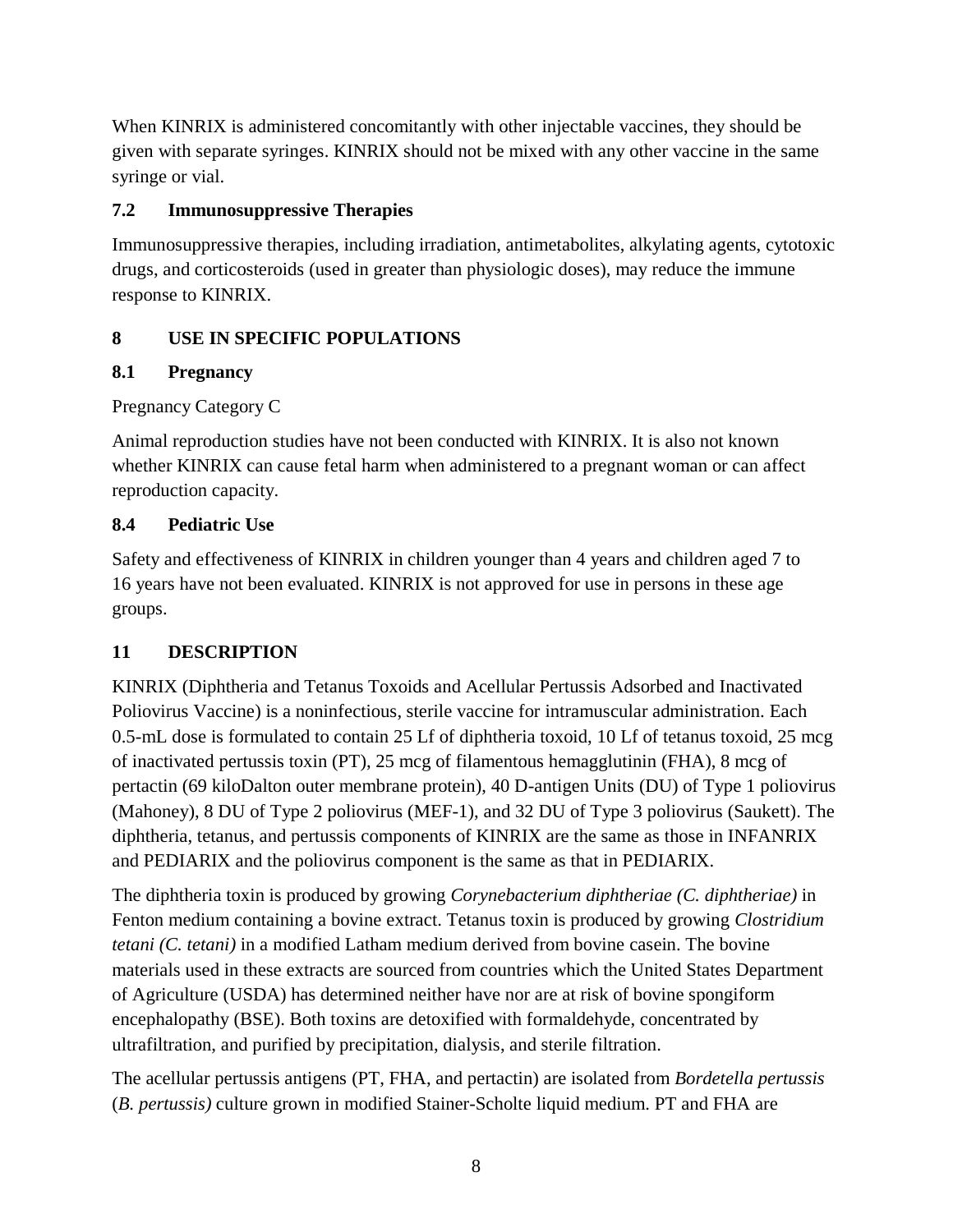When KINRIX is administered concomitantly with other injectable vaccines, they should be given with separate syringes. KINRIX should not be mixed with any other vaccine in the same syringe or vial.

### 7.2 Immunosuppressive Therapies

Immunosuppressive therapies, including irradiation, antimetabolites, alkylating agents, cytotoxic drugs, and corticosteroids (used in greater than physiologic doses), may reduce the immune response to KINRIX.

## 8 USE IN SPECIFIC POPULATIONS

### 8.1 Pregnancy

Pregnancy Category C

Animal reproduction studies have not been conducted with KINRIX. It is also not known whether KINRIX can cause fetal harm when administered to a pregnant woman or can affect reproduction capacity.

### 8.4 Pediatric Use

Safety and effectiveness of KINRIX in children younger than 4 years and children aged 7 to 16 years have not been evaluated. KINRIX is not approved for use in persons in these age groups.

## 11 DESCRIPTION

KINRIX (Diphtheria and Tetanus Toxoids and Acellular Pertussis Adsorbed and Inactivated Poliovirus Vaccine) is a noninfectious, sterile vaccine for intramuscular administration. Each 0.5-mL dose is formulated to contain 25 Lf of diphtheria toxoid, 10 Lf of tetanus toxoid, 25 mcg of inactivated pertussis toxin (PT), 25 mcg of filamentous hemagglutinin (FHA), 8 mcg of pertactin (69 kiloDalton outer membrane protein), 40 D-antigen Units (DU) of Type 1 poliovirus (Mahoney), 8 DU of Type 2 poliovirus (MEF-1), and 32 DU of Type 3 poliovirus (Saukett). The diphtheria, tetanus, and pertussis components of KINRIX are the same as those in INFANRIX and PEDIARIX and the poliovirus component is the same as that in PEDIARIX.

The diphtheria toxin is produced by growing *Corynebacterium diphtheriae (C. diphtheriae)* in Fenton medium containing a bovine extract. Tetanus toxin is produced by growing *Clostridium tetani (C. tetani)* in a modified Latham medium derived from bovine casein. The bovine materials used in these extracts are sourced from countries which the United States Department of Agriculture (USDA) has determined neither have nor are at risk of bovine spongiform encephalopathy (BSE). Both toxins are detoxified with formaldehyde, concentrated by ultrafiltration, and purified by precipitation, dialysis, and sterile filtration.

The acellular pertussis antigens (PT, FHA, and pertactin) are isolated from *Bordetella pertussis* (*B. pertussis)* culture grown in modified Stainer-Scholte liquid medium. PT and FHA are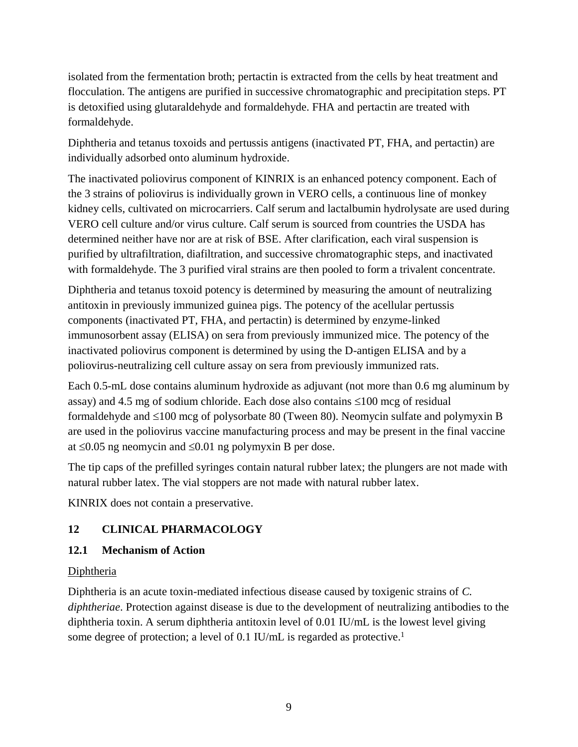isolated from the fermentation broth; pertactin is extracted from the cells by heat treatment and flocculation. The antigens are purified in successive chromatographic and precipitation steps. PT is detoxified using glutaraldehyde and formaldehyde. FHA and pertactin are treated with formaldehyde.

Diphtheria and tetanus toxoids and pertussis antigens (inactivated PT, FHA, and pertactin) are individually adsorbed onto aluminum hydroxide.

The inactivated poliovirus component of KINRIX is an enhanced potency component. Each of the 3 strains of poliovirus is individually grown in VERO cells, a continuous line of monkey kidney cells, cultivated on microcarriers. Calf serum and lactalbumin hydrolysate are used during VERO cell culture and/or virus culture. Calf serum is sourced from countries the USDA has determined neither have nor are at risk of BSE. After clarification, each viral suspension is purified by ultrafiltration, diafiltration, and successive chromatographic steps, and inactivated with formaldehyde. The 3 purified viral strains are then pooled to form a trivalent concentrate.

Diphtheria and tetanus toxoid potency is determined by measuring the amount of neutralizing antitoxin in previously immunized guinea pigs. The potency of the acellular pertussis components (inactivated PT, FHA, and pertactin) is determined by enzyme-linked immunosorbent assay (ELISA) on sera from previously immunized mice. The potency of the inactivated poliovirus component is determined by using the D-antigen ELISA and by a poliovirus-neutralizing cell culture assay on sera from previously immunized rats.

Each 0.5-mL dose contains aluminum hydroxide as adjuvant (not more than 0.6 mg aluminum by assay) and 4.5 mg of sodium chloride. Each dose also contains ≤100 mcg of residual formaldehyde and ≤100 mcg of polysorbate 80 (Tween 80). Neomycin sulfate and polymyxin B are used in the poliovirus vaccine manufacturing process and may be present in the final vaccine at ≤0.05 ng neomycin and ≤0.01 ng polymyxin B per dose.

The tip caps of the prefilled syringes contain natural rubber latex; the plungers are not made with natural rubber latex. The vial stoppers are not made with natural rubber latex.

KINRIX does not contain a preservative.

## 12 CLINICAL PHARMACOLOGY

### 12.1 Mechanism of Action

Diphtheria

Diphtheria is an acute toxin-mediated infectious disease caused by toxigenic strains of *C. diphtheriae*. Protection against disease is due to the development of neutralizing antibodies to the diphtheria toxin. A serum diphtheria antitoxin level of 0.01 IU/mL is the lowest level giving some degree of protection; a level of 0.1 IU/mL is regarded as protective.[1]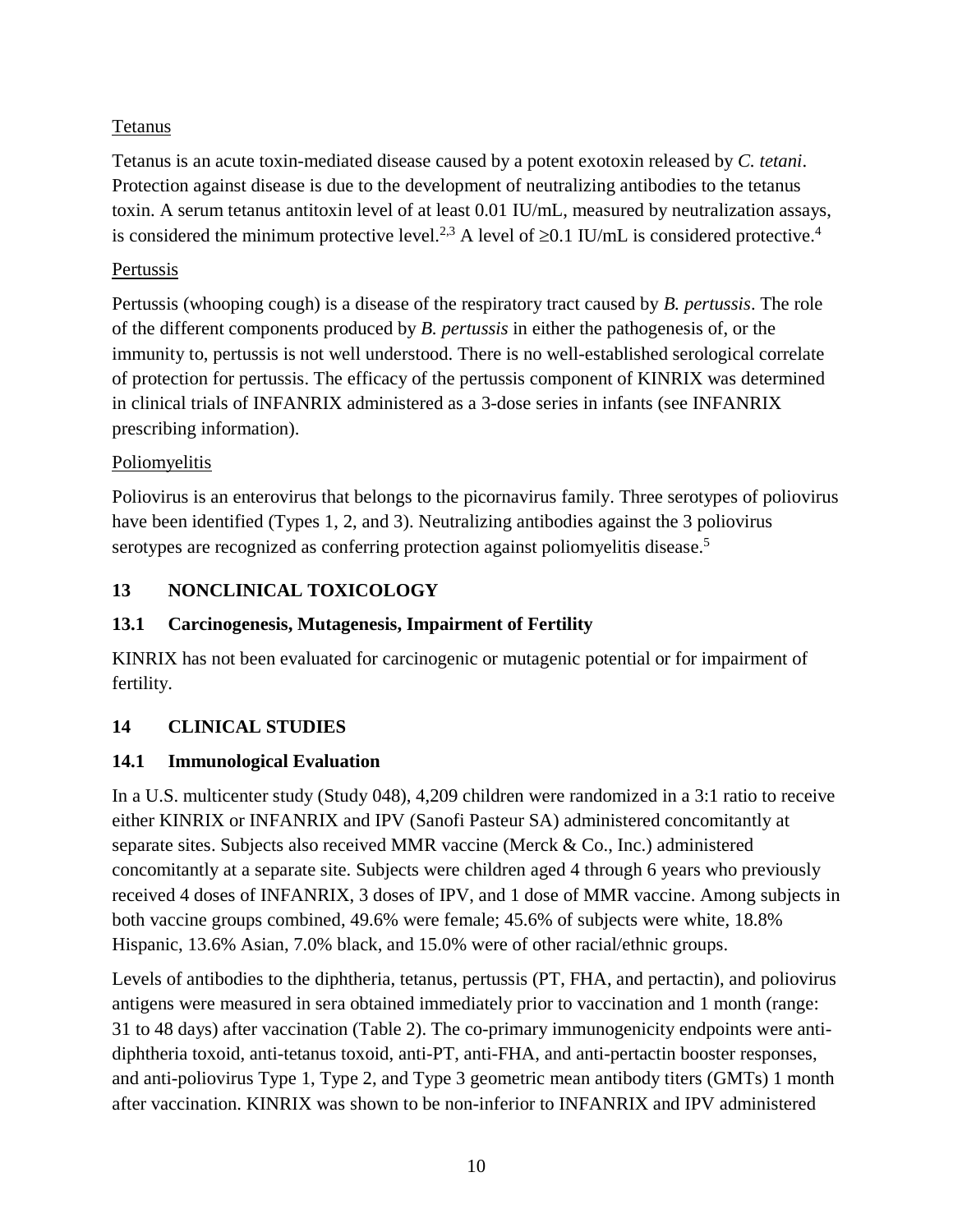Tetanus

Tetanus is an acute toxin-mediated disease caused by a potent exotoxin released by *C. tetani*. Protection against disease is due to the development of neutralizing antibodies to the tetanus toxin. A serum tetanus antitoxin level of at least 0.01 IU/mL, measured by neutralization assays, is considered the minimum protective level.[2,3] A level of ≥0.1 IU/mL is considered protective.[4]

Pertussis

Pertussis (whooping cough) is a disease of the respiratory tract caused by *B. pertussis*. The role of the different components produced by *B. pertussis* in either the pathogenesis of, or the immunity to, pertussis is not well understood. There is no well-established serological correlate of protection for pertussis. The efficacy of the pertussis component of KINRIX was determined in clinical trials of INFANRIX administered as a 3-dose series in infants (see INFANRIX prescribing information).

Poliomyelitis

Poliovirus is an enterovirus that belongs to the picornavirus family. Three serotypes of poliovirus have been identified (Types 1, 2, and 3). Neutralizing antibodies against the 3 poliovirus serotypes are recognized as conferring protection against poliomyelitis disease.[5]

## 13 NONCLINICAL TOXICOLOGY

### 13.1 Carcinogenesis, Mutagenesis, Impairment of Fertility

KINRIX has not been evaluated for carcinogenic or mutagenic potential or for impairment of fertility.

## 14 CLINICAL STUDIES

### 14.1 Immunological Evaluation

In a U.S. multicenter study (Study 048), 4,209 children were randomized in a 3:1 ratio to receive either KINRIX or INFANRIX and IPV (Sanofi Pasteur SA) administered concomitantly at separate sites. Subjects also received MMR vaccine (Merck & Co., Inc.) administered concomitantly at a separate site. Subjects were children aged 4 through 6 years who previously received 4 doses of INFANRIX, 3 doses of IPV, and 1 dose of MMR vaccine. Among subjects in both vaccine groups combined, 49.6% were female; 45.6% of subjects were white, 18.8% Hispanic, 13.6% Asian, 7.0% black, and 15.0% were of other racial/ethnic groups.

Levels of antibodies to the diphtheria, tetanus, pertussis (PT, FHA, and pertactin), and poliovirus antigens were measured in sera obtained immediately prior to vaccination and 1 month (range: 31 to 48 days) after vaccination (Table 2). The co-primary immunogenicity endpoints were anti-diphtheria toxoid, anti-tetanus toxoid, anti-PT, anti-FHA, and anti-pertactin booster responses, and anti-poliovirus Type 1, Type 2, and Type 3 geometric mean antibody titers (GMTs) 1 month after vaccination. KINRIX was shown to be non-inferior to INFANRIX and IPV administered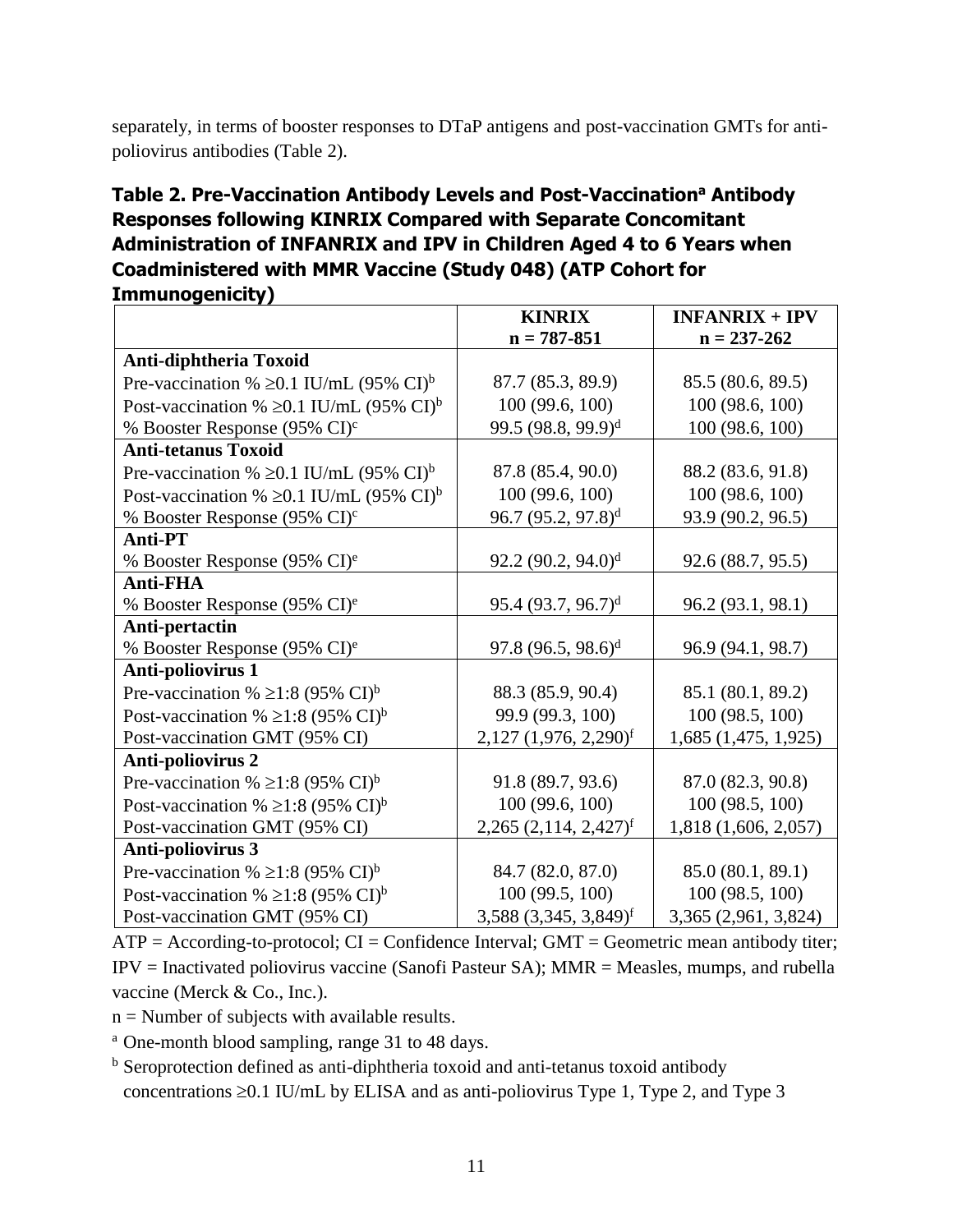separately, in terms of booster responses to DTaP antigens and post-vaccination GMTs for anti-poliovirus antibodies (Table 2).

### Table 2. Pre-Vaccination Antibody Levels and Post-Vaccination[a] Antibody Responses following KINRIX Compared with Separate Concomitant Administration of INFANRIX and IPV in Children Aged 4 to 6 Years when Coadministered with MMR Vaccine (Study 048) (ATP Cohort for Immunogenicity)

| | KINRIX n = 787-851 | INFANRIX + IPV n = 237-262 |
|---|---|---|
| **Anti-diphtheria Toxoid** | | |
| Pre-vaccination % ≥0.1 IU/mL (95% CI)[b] | 87.7 (85.3, 89.9) | 85.5 (80.6, 89.5) |
| Post-vaccination % ≥0.1 IU/mL (95% CI)[b] | 100 (99.6, 100) | 100 (98.6, 100) |
| % Booster Response (95% CI)[c] | 99.5 (98.8, 99.9)[d] | 100 (98.6, 100) |
| **Anti-tetanus Toxoid** | | |
| Pre-vaccination % ≥0.1 IU/mL (95% CI)[b] | 87.8 (85.4, 90.0) | 88.2 (83.6, 91.8) |
| Post-vaccination % ≥0.1 IU/mL (95% CI)[b] | 100 (99.6, 100) | 100 (98.6, 100) |
| % Booster Response (95% CI)[c] | 96.7 (95.2, 97.8)[d] | 93.9 (90.2, 96.5) |
| **Anti-PT** | | |
| % Booster Response (95% CI)[e] | 92.2 (90.2, 94.0)[d] | 92.6 (88.7, 95.5) |
| **Anti-FHA** | | |
| % Booster Response (95% CI)[e] | 95.4 (93.7, 96.7)[d] | 96.2 (93.1, 98.1) |
| **Anti-pertactin** | | |
| % Booster Response (95% CI)[e] | 97.8 (96.5, 98.6)[d] | 96.9 (94.1, 98.7) |
| **Anti-poliovirus 1** | | |
| Pre-vaccination % ≥1:8 (95% CI)[b] | 88.3 (85.9, 90.4) | 85.1 (80.1, 89.2) |
| Post-vaccination % ≥1:8 (95% CI)[b] | 99.9 (99.3, 100) | 100 (98.5, 100) |
| Post-vaccination GMT (95% CI) | 2,127 (1,976, 2,290)[f] | 1,685 (1,475, 1,925) |
| **Anti-poliovirus 2** | | |
| Pre-vaccination % ≥1:8 (95% CI)[b] | 91.8 (89.7, 93.6) | 87.0 (82.3, 90.8) |
| Post-vaccination % ≥1:8 (95% CI)[b] | 100 (99.6, 100) | 100 (98.5, 100) |
| Post-vaccination GMT (95% CI) | 2,265 (2,114, 2,427)[f] | 1,818 (1,606, 2,057) |
| **Anti-poliovirus 3** | | |
| Pre-vaccination % ≥1:8 (95% CI)[b] | 84.7 (82.0, 87.0) | 85.0 (80.1, 89.1) |
| Post-vaccination % ≥1:8 (95% CI)[b] | 100 (99.5, 100) | 100 (98.5, 100) |
| Post-vaccination GMT (95% CI) | 3,588 (3,345, 3,849)[f] | 3,365 (2,961, 3,824) |

ATP = According-to-protocol; CI = Confidence Interval; GMT = Geometric mean antibody titer; IPV = Inactivated poliovirus vaccine (Sanofi Pasteur SA); MMR = Measles, mumps, and rubella vaccine (Merck & Co., Inc.).

n = Number of subjects with available results.

[a] One-month blood sampling, range 31 to 48 days.

[b] Seroprotection defined as anti-diphtheria toxoid and anti-tetanus toxoid antibody concentrations ≥0.1 IU/mL by ELISA and as anti-poliovirus Type 1, Type 2, and Type 3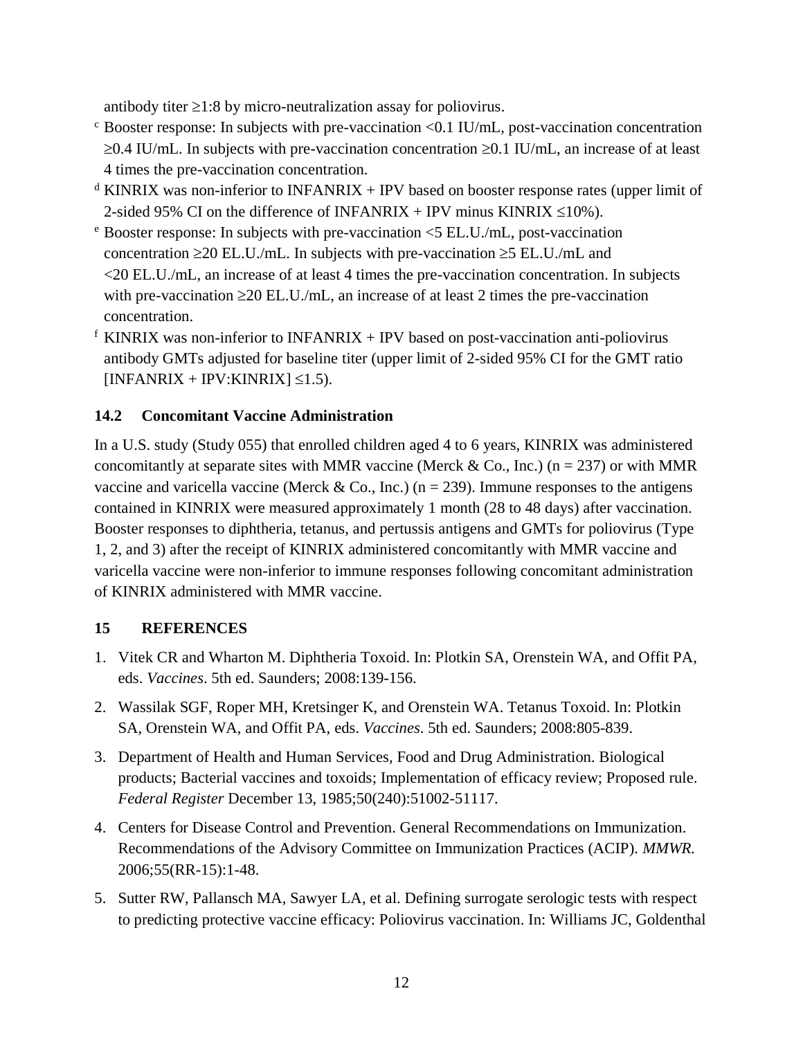antibody titer ≥1:8 by micro-neutralization assay for poliovirus.

[c] Booster response: In subjects with pre-vaccination <0.1 IU/mL, post-vaccination concentration ≥0.4 IU/mL. In subjects with pre-vaccination concentration ≥0.1 IU/mL, an increase of at least 4 times the pre-vaccination concentration.

[d] KINRIX was non-inferior to INFANRIX + IPV based on booster response rates (upper limit of 2-sided 95% CI on the difference of INFANRIX + IPV minus KINRIX ≤10%).

[e] Booster response: In subjects with pre-vaccination <5 EL.U./mL, post-vaccination concentration ≥20 EL.U./mL. In subjects with pre-vaccination ≥5 EL.U./mL and <20 EL.U./mL, an increase of at least 4 times the pre-vaccination concentration. In subjects with pre-vaccination ≥20 EL.U./mL, an increase of at least 2 times the pre-vaccination concentration.

[f] KINRIX was non-inferior to INFANRIX + IPV based on post-vaccination anti-poliovirus antibody GMTs adjusted for baseline titer (upper limit of 2-sided 95% CI for the GMT ratio [INFANRIX + IPV:KINRIX] ≤1.5).

### 14.2 Concomitant Vaccine Administration

In a U.S. study (Study 055) that enrolled children aged 4 to 6 years, KINRIX was administered concomitantly at separate sites with MMR vaccine (Merck & Co., Inc.) (n = 237) or with MMR vaccine and varicella vaccine (Merck & Co., Inc.) (n = 239). Immune responses to the antigens contained in KINRIX were measured approximately 1 month (28 to 48 days) after vaccination. Booster responses to diphtheria, tetanus, and pertussis antigens and GMTs for poliovirus (Type 1, 2, and 3) after the receipt of KINRIX administered concomitantly with MMR vaccine and varicella vaccine were non-inferior to immune responses following concomitant administration of KINRIX administered with MMR vaccine.

## 15 REFERENCES

1. Vitek CR and Wharton M. Diphtheria Toxoid. In: Plotkin SA, Orenstein WA, and Offit PA, eds. *Vaccines*. 5th ed. Saunders; 2008:139-156.
2. Wassilak SGF, Roper MH, Kretsinger K, and Orenstein WA. Tetanus Toxoid. In: Plotkin SA, Orenstein WA, and Offit PA, eds. *Vaccines*. 5th ed. Saunders; 2008:805-839.
3. Department of Health and Human Services, Food and Drug Administration. Biological products; Bacterial vaccines and toxoids; Implementation of efficacy review; Proposed rule. *Federal Register* December 13, 1985;50(240):51002-51117.
4. Centers for Disease Control and Prevention. General Recommendations on Immunization. Recommendations of the Advisory Committee on Immunization Practices (ACIP). *MMWR.* 2006;55(RR-15):1-48.
5. Sutter RW, Pallansch MA, Sawyer LA, et al. Defining surrogate serologic tests with respect to predicting protective vaccine efficacy: Poliovirus vaccination. In: Williams JC, Goldenthal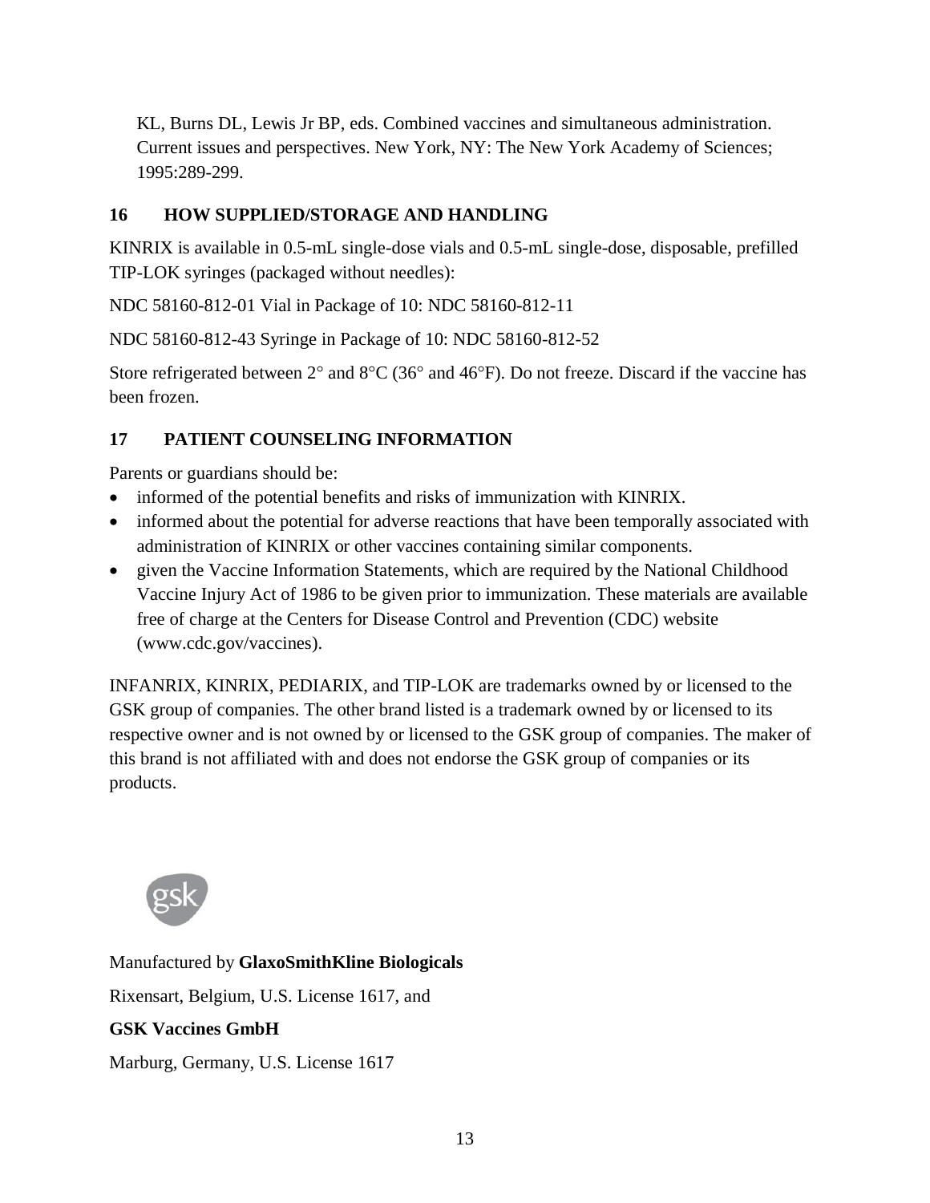KL, Burns DL, Lewis Jr BP, eds. Combined vaccines and simultaneous administration. Current issues and perspectives. New York, NY: The New York Academy of Sciences; 1995:289-299.

## 16 HOW SUPPLIED/STORAGE AND HANDLING

KINRIX is available in 0.5-mL single-dose vials and 0.5-mL single-dose, disposable, prefilled TIP-LOK syringes (packaged without needles):

NDC 58160-812-01 Vial in Package of 10: NDC 58160-812-11

NDC 58160-812-43 Syringe in Package of 10: NDC 58160-812-52

Store refrigerated between 2° and 8°C (36° and 46°F). Do not freeze. Discard if the vaccine has been frozen.

## 17 PATIENT COUNSELING INFORMATION

Parents or guardians should be:

- informed of the potential benefits and risks of immunization with KINRIX.
- informed about the potential for adverse reactions that have been temporally associated with administration of KINRIX or other vaccines containing similar components.
- given the Vaccine Information Statements, which are required by the National Childhood Vaccine Injury Act of 1986 to be given prior to immunization. These materials are available free of charge at the Centers for Disease Control and Prevention (CDC) website (www.cdc.gov/vaccines).

INFANRIX, KINRIX, PEDIARIX, and TIP-LOK are trademarks owned by or licensed to the GSK group of companies. The other brand listed is a trademark owned by or licensed to its respective owner and is not owned by or licensed to the GSK group of companies. The maker of this brand is not affiliated with and does not endorse the GSK group of companies or its products.

gsk

Manufactured by **GlaxoSmithKline Biologicals**

Rixensart, Belgium, U.S. License 1617, and

**GSK Vaccines GmbH**

Marburg, Germany, U.S. License 1617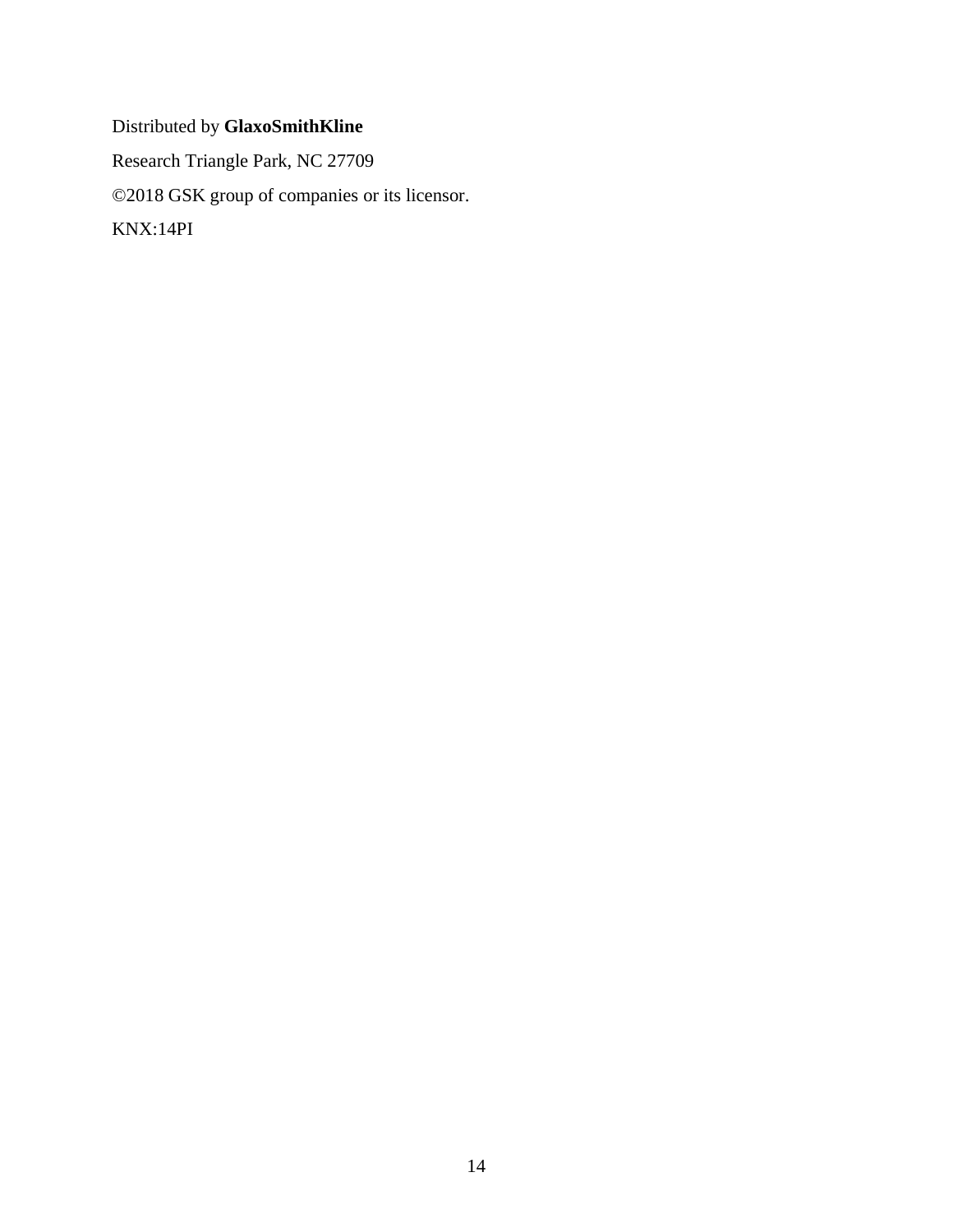Distributed by **GlaxoSmithKline**

Research Triangle Park, NC 27709

©2018 GSK group of companies or its licensor.

KNX:14PI